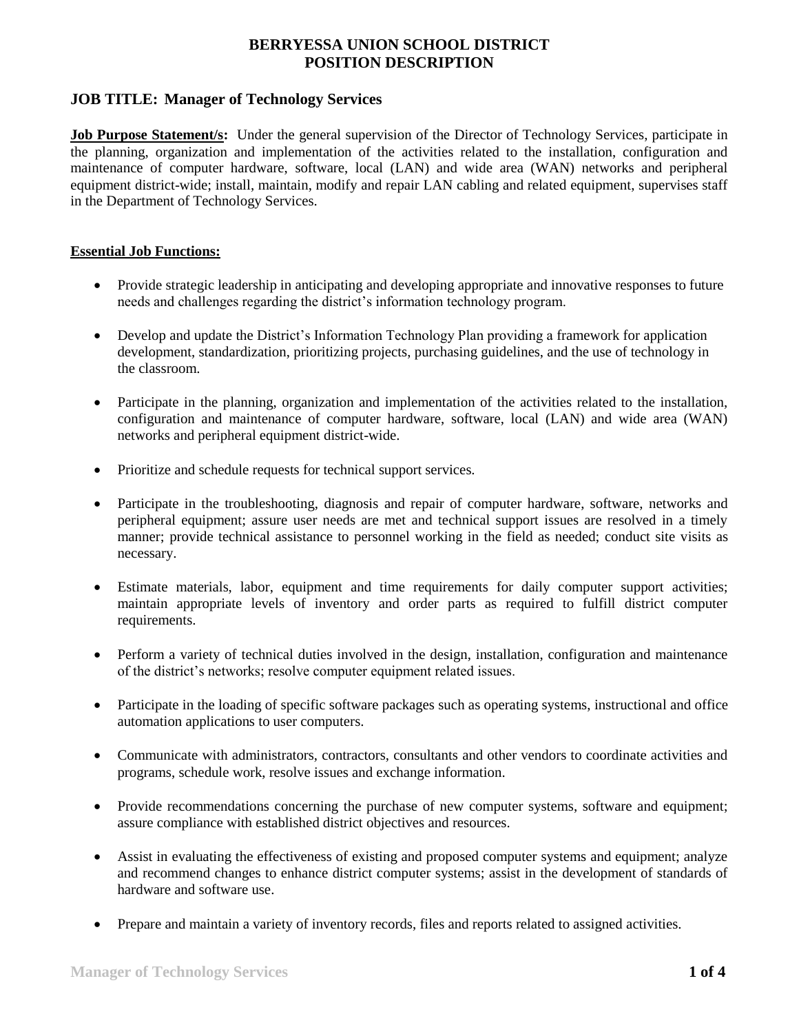# BERRYESSA UNION SCHOOL DISTRICT
# POSITION DESCRIPTION

## JOB TITLE: Manager of Technology Services

**Job Purpose Statement/s:** Under the general supervision of the Director of Technology Services, participate in the planning, organization and implementation of the activities related to the installation, configuration and maintenance of computer hardware, software, local (LAN) and wide area (WAN) networks and peripheral equipment district-wide; install, maintain, modify and repair LAN cabling and related equipment, supervises staff in the Department of Technology Services.

**Essential Job Functions:**

- Provide strategic leadership in anticipating and developing appropriate and innovative responses to future needs and challenges regarding the district's information technology program.
- Develop and update the District's Information Technology Plan providing a framework for application development, standardization, prioritizing projects, purchasing guidelines, and the use of technology in the classroom.
- Participate in the planning, organization and implementation of the activities related to the installation, configuration and maintenance of computer hardware, software, local (LAN) and wide area (WAN) networks and peripheral equipment district-wide.
- Prioritize and schedule requests for technical support services.
- Participate in the troubleshooting, diagnosis and repair of computer hardware, software, networks and peripheral equipment; assure user needs are met and technical support issues are resolved in a timely manner; provide technical assistance to personnel working in the field as needed; conduct site visits as necessary.
- Estimate materials, labor, equipment and time requirements for daily computer support activities; maintain appropriate levels of inventory and order parts as required to fulfill district computer requirements.
- Perform a variety of technical duties involved in the design, installation, configuration and maintenance of the district's networks; resolve computer equipment related issues.
- Participate in the loading of specific software packages such as operating systems, instructional and office automation applications to user computers.
- Communicate with administrators, contractors, consultants and other vendors to coordinate activities and programs, schedule work, resolve issues and exchange information.
- Provide recommendations concerning the purchase of new computer systems, software and equipment; assure compliance with established district objectives and resources.
- Assist in evaluating the effectiveness of existing and proposed computer systems and equipment; analyze and recommend changes to enhance district computer systems; assist in the development of standards of hardware and software use.
- Prepare and maintain a variety of inventory records, files and reports related to assigned activities.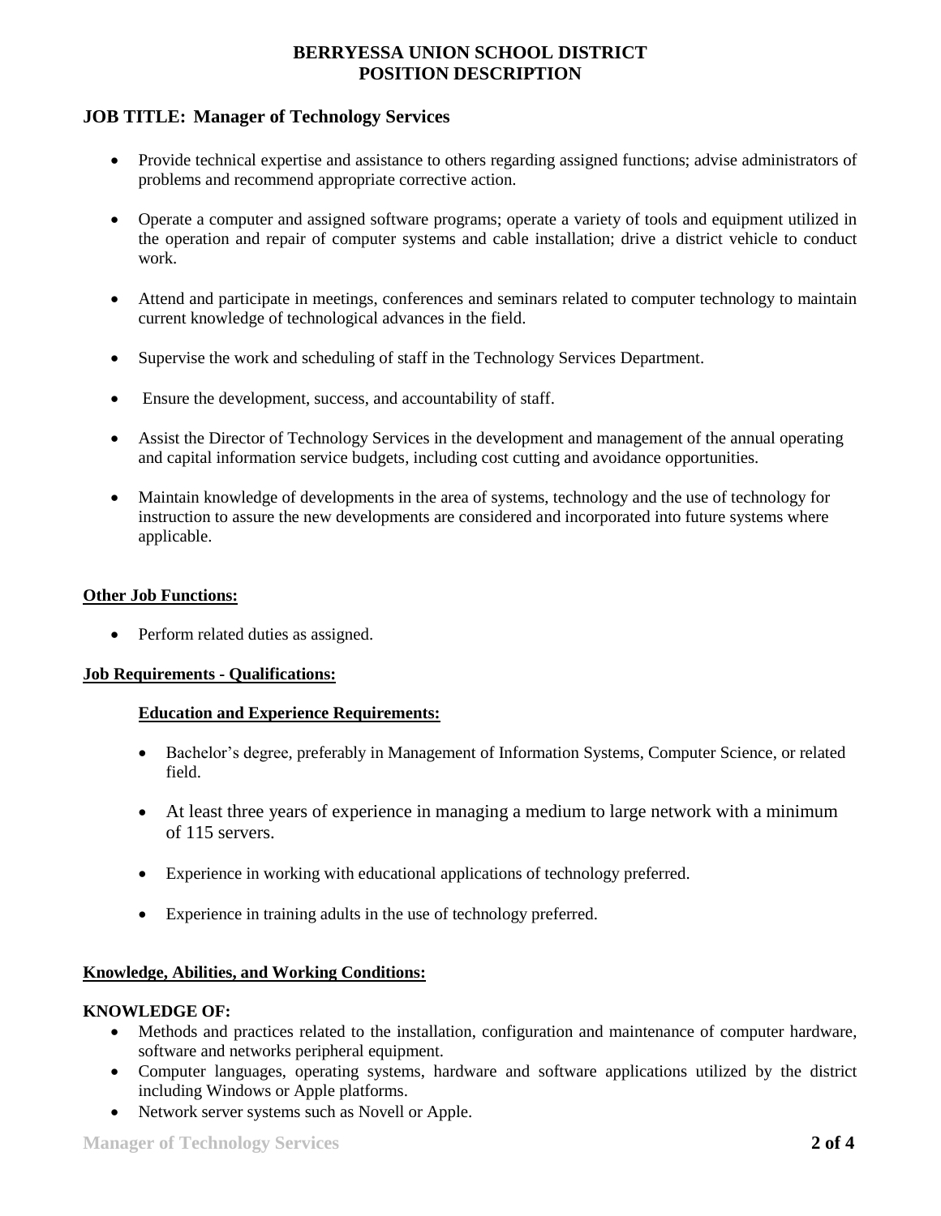# BERRYESSA UNION SCHOOL DISTRICT
# POSITION DESCRIPTION

## JOB TITLE: Manager of Technology Services

- Provide technical expertise and assistance to others regarding assigned functions; advise administrators of problems and recommend appropriate corrective action.
- Operate a computer and assigned software programs; operate a variety of tools and equipment utilized in the operation and repair of computer systems and cable installation; drive a district vehicle to conduct work.
- Attend and participate in meetings, conferences and seminars related to computer technology to maintain current knowledge of technological advances in the field.
- Supervise the work and scheduling of staff in the Technology Services Department.
- Ensure the development, success, and accountability of staff.
- Assist the Director of Technology Services in the development and management of the annual operating and capital information service budgets, including cost cutting and avoidance opportunities.
- Maintain knowledge of developments in the area of systems, technology and the use of technology for instruction to assure the new developments are considered and incorporated into future systems where applicable.

### Other Job Functions:

- Perform related duties as assigned.

### Job Requirements - Qualifications:

#### Education and Experience Requirements:

- Bachelor's degree, preferably in Management of Information Systems, Computer Science, or related field.
- At least three years of experience in managing a medium to large network with a minimum of 115 servers.
- Experience in working with educational applications of technology preferred.
- Experience in training adults in the use of technology preferred.

### Knowledge, Abilities, and Working Conditions:

**KNOWLEDGE OF:**

- Methods and practices related to the installation, configuration and maintenance of computer hardware, software and networks peripheral equipment.
- Computer languages, operating systems, hardware and software applications utilized by the district including Windows or Apple platforms.
- Network server systems such as Novell or Apple.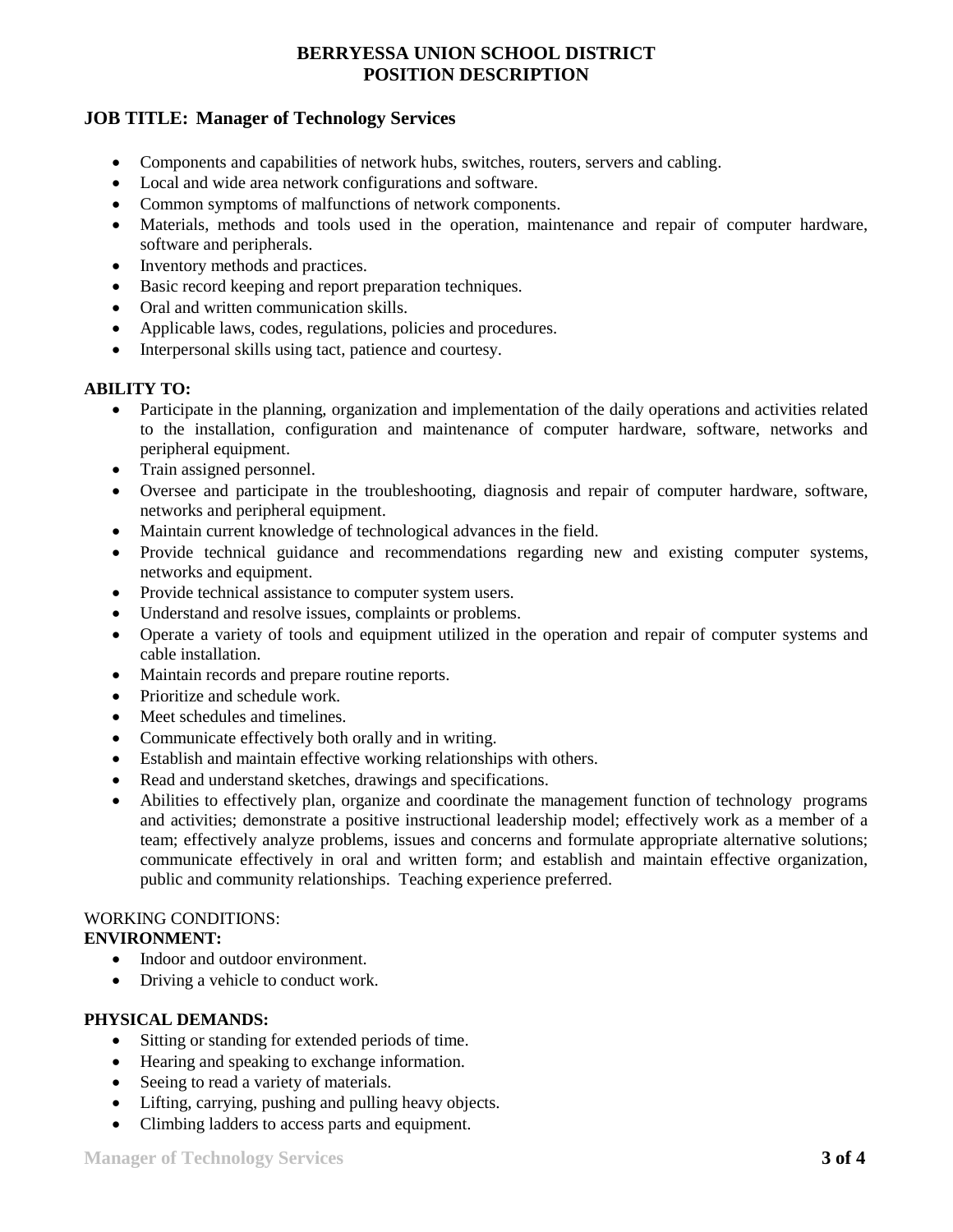**BERRYESSA UNION SCHOOL DISTRICT**
**POSITION DESCRIPTION**

## JOB TITLE: Manager of Technology Services

- Components and capabilities of network hubs, switches, routers, servers and cabling.
- Local and wide area network configurations and software.
- Common symptoms of malfunctions of network components.
- Materials, methods and tools used in the operation, maintenance and repair of computer hardware, software and peripherals.
- Inventory methods and practices.
- Basic record keeping and report preparation techniques.
- Oral and written communication skills.
- Applicable laws, codes, regulations, policies and procedures.
- Interpersonal skills using tact, patience and courtesy.

**ABILITY TO:**

- Participate in the planning, organization and implementation of the daily operations and activities related to the installation, configuration and maintenance of computer hardware, software, networks and peripheral equipment.
- Train assigned personnel.
- Oversee and participate in the troubleshooting, diagnosis and repair of computer hardware, software, networks and peripheral equipment.
- Maintain current knowledge of technological advances in the field.
- Provide technical guidance and recommendations regarding new and existing computer systems, networks and equipment.
- Provide technical assistance to computer system users.
- Understand and resolve issues, complaints or problems.
- Operate a variety of tools and equipment utilized in the operation and repair of computer systems and cable installation.
- Maintain records and prepare routine reports.
- Prioritize and schedule work.
- Meet schedules and timelines.
- Communicate effectively both orally and in writing.
- Establish and maintain effective working relationships with others.
- Read and understand sketches, drawings and specifications.
- Abilities to effectively plan, organize and coordinate the management function of technology programs and activities; demonstrate a positive instructional leadership model; effectively work as a member of a team; effectively analyze problems, issues and concerns and formulate appropriate alternative solutions; communicate effectively in oral and written form; and establish and maintain effective organization, public and community relationships. Teaching experience preferred.

WORKING CONDITIONS:

**ENVIRONMENT:**

- Indoor and outdoor environment.
- Driving a vehicle to conduct work.

**PHYSICAL DEMANDS:**

- Sitting or standing for extended periods of time.
- Hearing and speaking to exchange information.
- Seeing to read a variety of materials.
- Lifting, carrying, pushing and pulling heavy objects.
- Climbing ladders to access parts and equipment.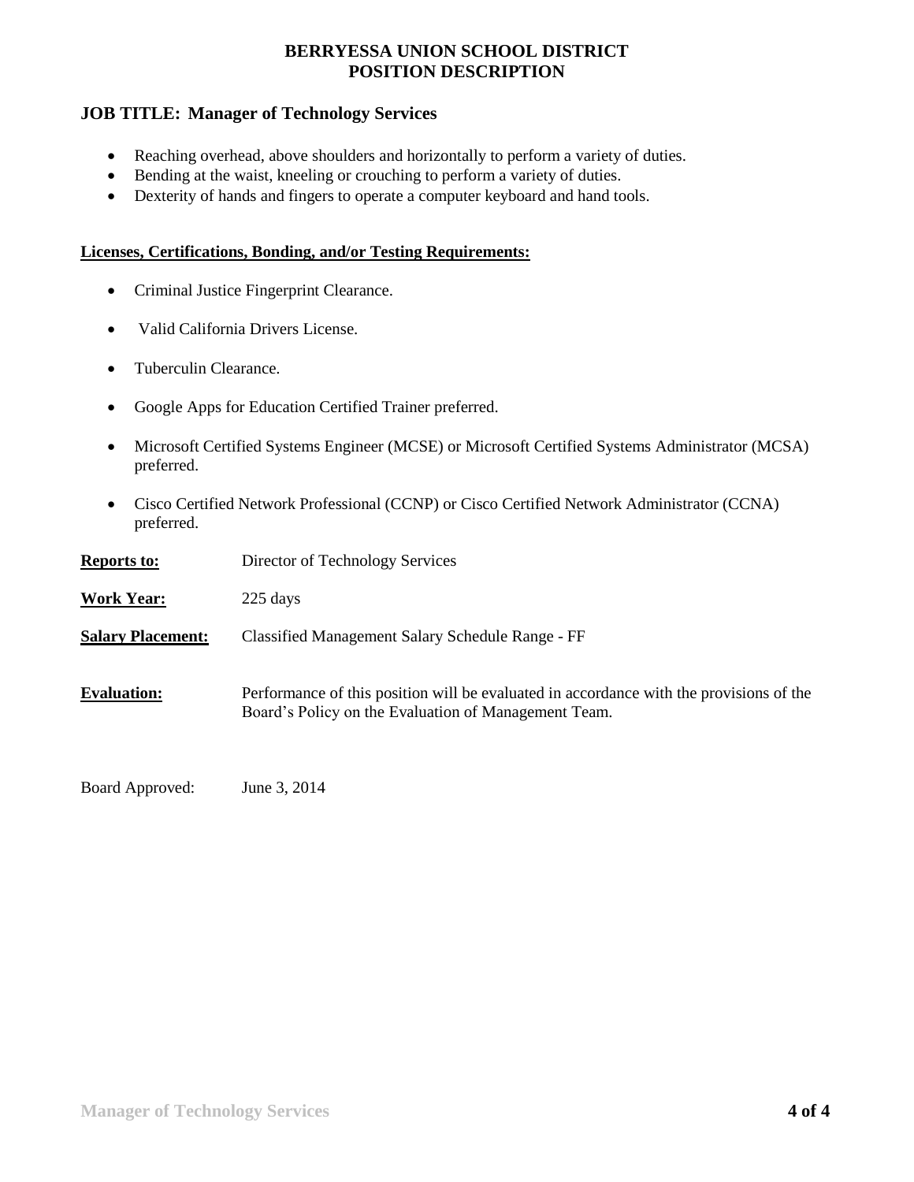**BERRYESSA UNION SCHOOL DISTRICT**
**POSITION DESCRIPTION**

## JOB TITLE: Manager of Technology Services

- Reaching overhead, above shoulders and horizontally to perform a variety of duties.
- Bending at the waist, kneeling or crouching to perform a variety of duties.
- Dexterity of hands and fingers to operate a computer keyboard and hand tools.

**Licenses, Certifications, Bonding, and/or Testing Requirements:**

- Criminal Justice Fingerprint Clearance.
- Valid California Drivers License.
- Tuberculin Clearance.
- Google Apps for Education Certified Trainer preferred.
- Microsoft Certified Systems Engineer (MCSE) or Microsoft Certified Systems Administrator (MCSA) preferred.
- Cisco Certified Network Professional (CCNP) or Cisco Certified Network Administrator (CCNA) preferred.

**Reports to:** Director of Technology Services

**Work Year:** 225 days

**Salary Placement:** Classified Management Salary Schedule Range - FF

**Evaluation:** Performance of this position will be evaluated in accordance with the provisions of the Board's Policy on the Evaluation of Management Team.

Board Approved: June 3, 2014